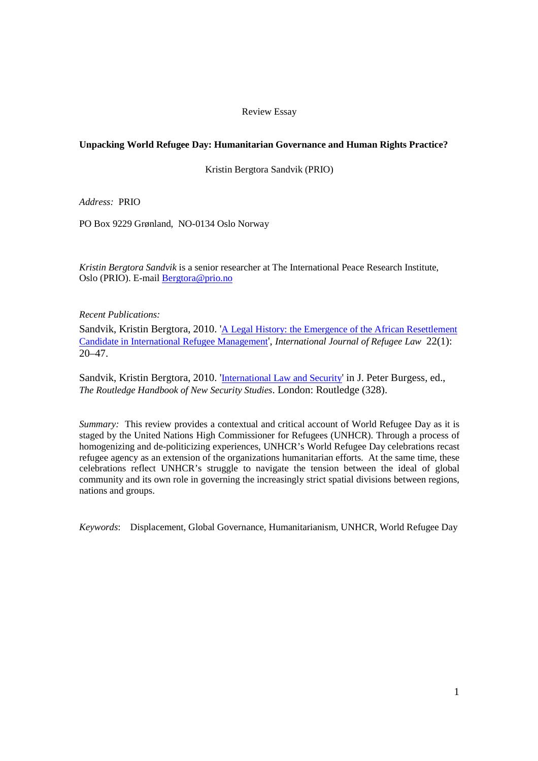Review Essay

**Unpacking World Refugee Day: Humanitarian Governance and Human Rights Practice?**

Kristin Bergtora Sandvik (PRIO)

*Address:* PRIO

PO Box 9229 Grønland, NO-0134 Oslo Norway

*Kristin Bergtora Sandvik* is a senior researcher at The International Peace Research Institute, Oslo (PRIO). E-mail Bergtora@prio.no

*Recent Publications:*

Sandvik, Kristin Bergtora, 2010. 'A Legal History: the Emergence of the African Resettlement Candidate in International Refugee Management', *International Journal of Refugee Law* 22(1): 20–47.

Sandvik, Kristin Bergtora, 2010. 'International Law and Security' in J. Peter Burgess, ed., *The Routledge Handbook of New Security Studies*. London: Routledge (328).

*Summary:* This review provides a contextual and critical account of World Refugee Day as it is staged by the United Nations High Commissioner for Refugees (UNHCR). Through a process of homogenizing and de-politicizing experiences, UNHCR's World Refugee Day celebrations recast refugee agency as an extension of the organizations humanitarian efforts. At the same time, these celebrations reflect UNHCR's struggle to navigate the tension between the ideal of global community and its own role in governing the increasingly strict spatial divisions between regions, nations and groups.

*Keywords*: Displacement, Global Governance, Humanitarianism, UNHCR, World Refugee Day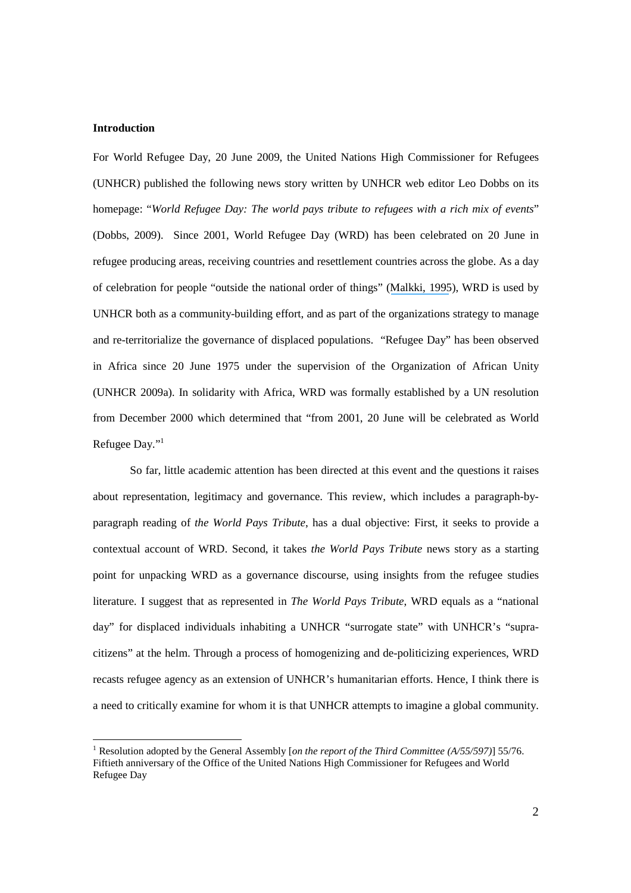**Introduction**

For World Refugee Day, 20 June 2009, the United Nations High Commissioner for Refugees (UNHCR) published the following news story written by UNHCR web editor Leo Dobbs on its homepage: "*World Refugee Day: The world pays tribute to refugees with a rich mix of events*" (Dobbs, 2009). Since 2001, World Refugee Day (WRD) has been celebrated on 20 June in refugee producing areas, receiving countries and resettlement countries across the globe. As a day of celebration for people "outside the national order of things" (Malkki, 1995), WRD is used by UNHCR both as a community-building effort, and as part of the organizations strategy to manage and re-territorialize the governance of displaced populations. "Refugee Day" has been observed in Africa since 20 June 1975 under the supervision of the Organization of African Unity (UNHCR 2009a). In solidarity with Africa, WRD was formally established by a UN resolution from December 2000 which determined that "from 2001, 20 June will be celebrated as World Refugee Day."[1]

So far, little academic attention has been directed at this event and the questions it raises about representation, legitimacy and governance. This review, which includes a paragraph-by-paragraph reading of *the World Pays Tribute*, has a dual objective: First, it seeks to provide a contextual account of WRD. Second, it takes *the World Pays Tribute* news story as a starting point for unpacking WRD as a governance discourse, using insights from the refugee studies literature. I suggest that as represented in *The World Pays Tribute*, WRD equals as a "national day" for displaced individuals inhabiting a UNHCR "surrogate state" with UNHCR's "supra-citizens" at the helm. Through a process of homogenizing and de-politicizing experiences, WRD recasts refugee agency as an extension of UNHCR's humanitarian efforts. Hence, I think there is a need to critically examine for whom it is that UNHCR attempts to imagine a global community.

[1] Resolution adopted by the General Assembly [*on the report of the Third Committee (A/55/597)*] 55/76. Fiftieth anniversary of the Office of the United Nations High Commissioner for Refugees and World Refugee Day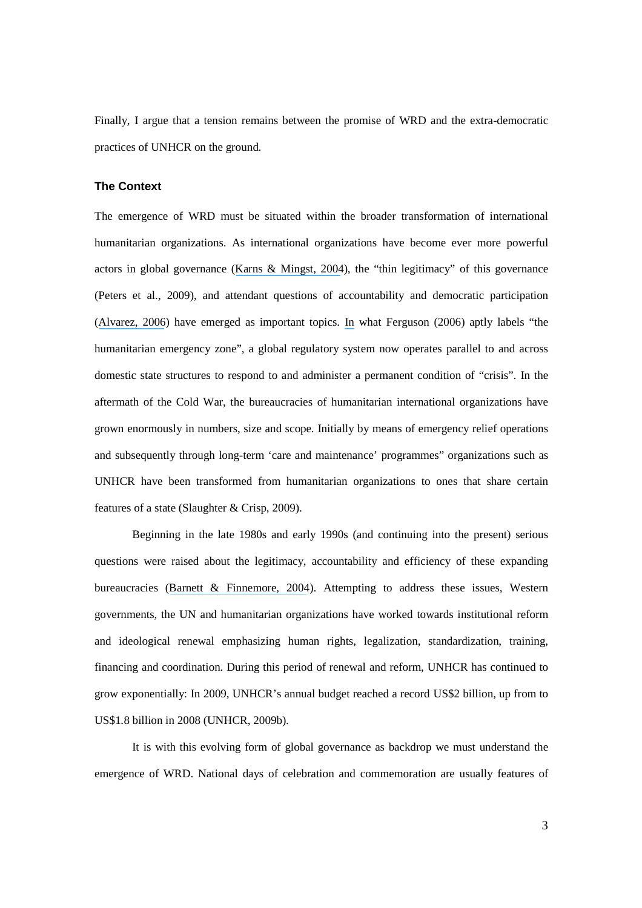Finally, I argue that a tension remains between the promise of WRD and the extra-democratic practices of UNHCR on the ground.

### The Context

The emergence of WRD must be situated within the broader transformation of international humanitarian organizations. As international organizations have become ever more powerful actors in global governance (Karns & Mingst, 2004), the "thin legitimacy" of this governance (Peters et al., 2009), and attendant questions of accountability and democratic participation (Alvarez, 2006) have emerged as important topics. In what Ferguson (2006) aptly labels "the humanitarian emergency zone", a global regulatory system now operates parallel to and across domestic state structures to respond to and administer a permanent condition of "crisis". In the aftermath of the Cold War, the bureaucracies of humanitarian international organizations have grown enormously in numbers, size and scope. Initially by means of emergency relief operations and subsequently through long-term 'care and maintenance' programmes" organizations such as UNHCR have been transformed from humanitarian organizations to ones that share certain features of a state (Slaughter & Crisp, 2009).

Beginning in the late 1980s and early 1990s (and continuing into the present) serious questions were raised about the legitimacy, accountability and efficiency of these expanding bureaucracies (Barnett & Finnemore, 2004). Attempting to address these issues, Western governments, the UN and humanitarian organizations have worked towards institutional reform and ideological renewal emphasizing human rights, legalization, standardization, training, financing and coordination. During this period of renewal and reform, UNHCR has continued to grow exponentially: In 2009, UNHCR's annual budget reached a record US$2 billion, up from to US$1.8 billion in 2008 (UNHCR, 2009b).

It is with this evolving form of global governance as backdrop we must understand the emergence of WRD. National days of celebration and commemoration are usually features of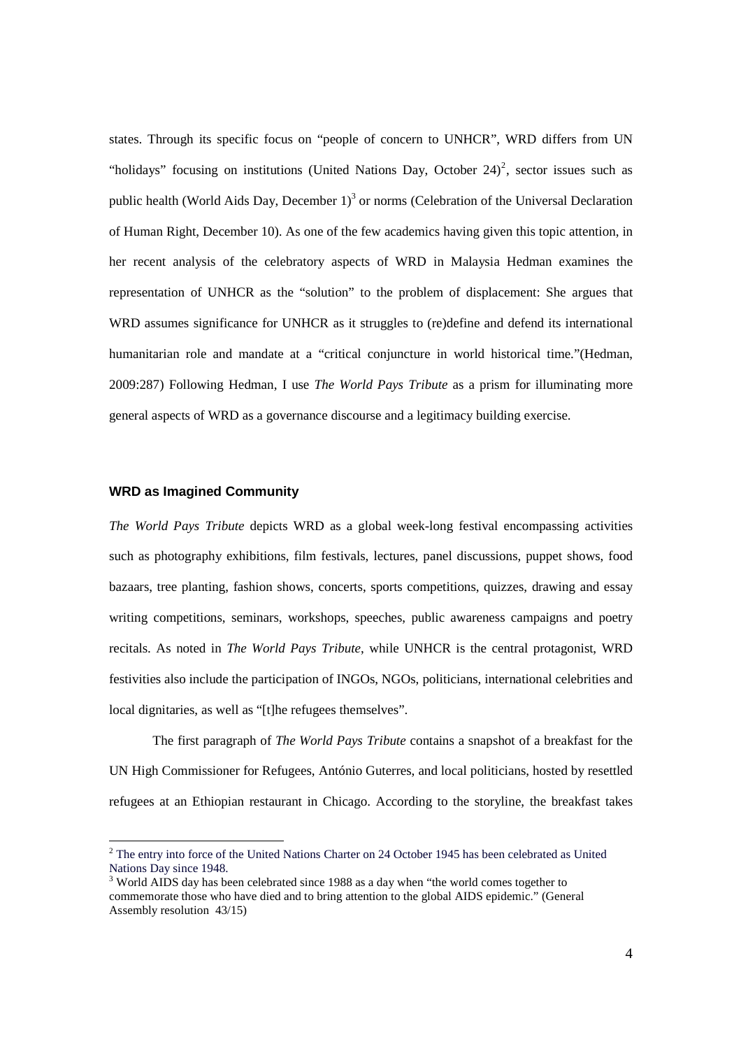states. Through its specific focus on "people of concern to UNHCR", WRD differs from UN "holidays" focusing on institutions (United Nations Day, October 24)[2], sector issues such as public health (World Aids Day, December 1)[3] or norms (Celebration of the Universal Declaration of Human Right, December 10). As one of the few academics having given this topic attention, in her recent analysis of the celebratory aspects of WRD in Malaysia Hedman examines the representation of UNHCR as the "solution" to the problem of displacement: She argues that WRD assumes significance for UNHCR as it struggles to (re)define and defend its international humanitarian role and mandate at a "critical conjuncture in world historical time."(Hedman, 2009:287) Following Hedman, I use *The World Pays Tribute* as a prism for illuminating more general aspects of WRD as a governance discourse and a legitimacy building exercise.

### WRD as Imagined Community

*The World Pays Tribute* depicts WRD as a global week-long festival encompassing activities such as photography exhibitions, film festivals, lectures, panel discussions, puppet shows, food bazaars, tree planting, fashion shows, concerts, sports competitions, quizzes, drawing and essay writing competitions, seminars, workshops, speeches, public awareness campaigns and poetry recitals. As noted in *The World Pays Tribute*, while UNHCR is the central protagonist, WRD festivities also include the participation of INGOs, NGOs, politicians, international celebrities and local dignitaries, as well as "[t]he refugees themselves".

The first paragraph of *The World Pays Tribute* contains a snapshot of a breakfast for the UN High Commissioner for Refugees, António Guterres, and local politicians, hosted by resettled refugees at an Ethiopian restaurant in Chicago. According to the storyline, the breakfast takes

---

[2] The entry into force of the United Nations Charter on 24 October 1945 has been celebrated as United Nations Day since 1948.

[3] World AIDS day has been celebrated since 1988 as a day when "the world comes together to commemorate those who have died and to bring attention to the global AIDS epidemic." (General Assembly resolution 43/15)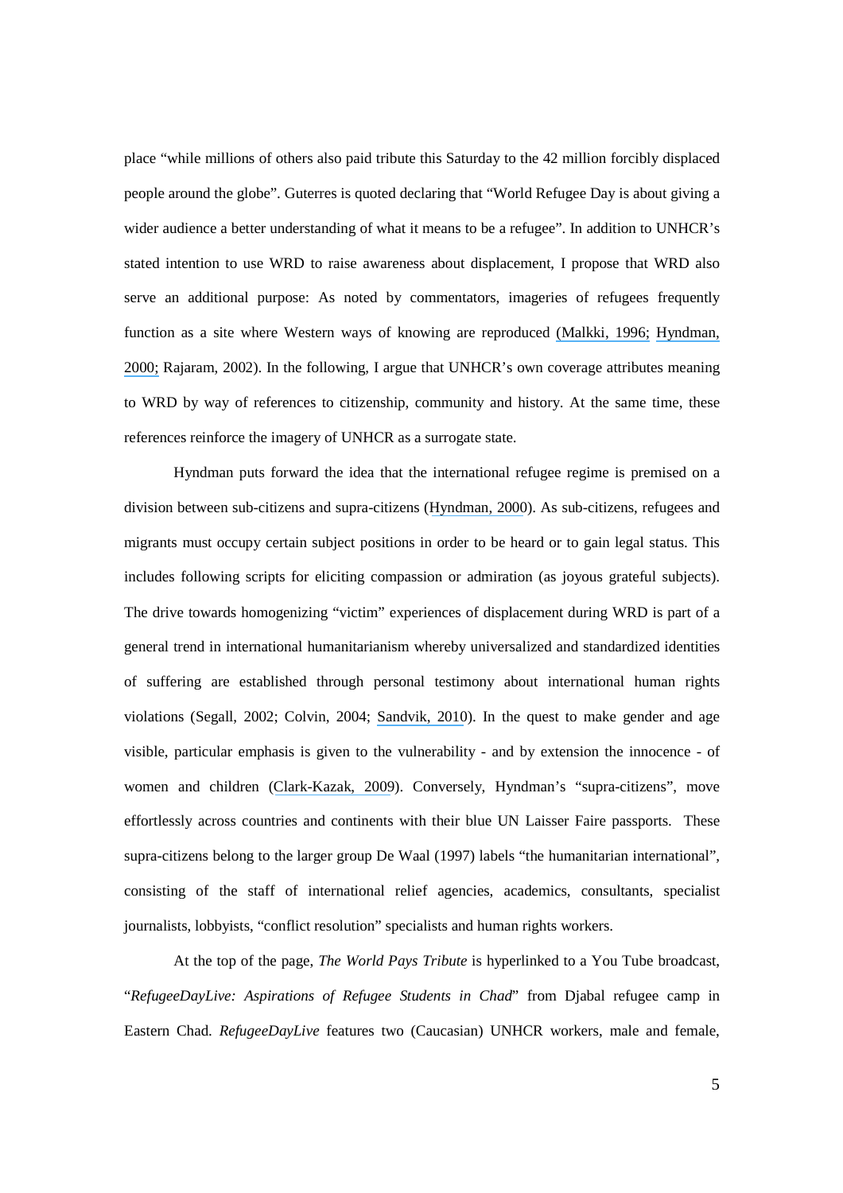place "while millions of others also paid tribute this Saturday to the 42 million forcibly displaced people around the globe". Guterres is quoted declaring that "World Refugee Day is about giving a wider audience a better understanding of what it means to be a refugee". In addition to UNHCR's stated intention to use WRD to raise awareness about displacement, I propose that WRD also serve an additional purpose: As noted by commentators, imageries of refugees frequently function as a site where Western ways of knowing are reproduced (Malkki, 1996; Hyndman, 2000; Rajaram, 2002). In the following, I argue that UNHCR's own coverage attributes meaning to WRD by way of references to citizenship, community and history. At the same time, these references reinforce the imagery of UNHCR as a surrogate state.

Hyndman puts forward the idea that the international refugee regime is premised on a division between sub-citizens and supra-citizens (Hyndman, 2000). As sub-citizens, refugees and migrants must occupy certain subject positions in order to be heard or to gain legal status. This includes following scripts for eliciting compassion or admiration (as joyous grateful subjects). The drive towards homogenizing "victim" experiences of displacement during WRD is part of a general trend in international humanitarianism whereby universalized and standardized identities of suffering are established through personal testimony about international human rights violations (Segall, 2002; Colvin, 2004; Sandvik, 2010). In the quest to make gender and age visible, particular emphasis is given to the vulnerability - and by extension the innocence - of women and children (Clark-Kazak, 2009). Conversely, Hyndman's "supra-citizens", move effortlessly across countries and continents with their blue UN Laisser Faire passports. These supra-citizens belong to the larger group De Waal (1997) labels "the humanitarian international", consisting of the staff of international relief agencies, academics, consultants, specialist journalists, lobbyists, "conflict resolution" specialists and human rights workers.

At the top of the page, *The World Pays Tribute* is hyperlinked to a You Tube broadcast, "*RefugeeDayLive: Aspirations of Refugee Students in Chad*" from Djabal refugee camp in Eastern Chad. *RefugeeDayLive* features two (Caucasian) UNHCR workers, male and female,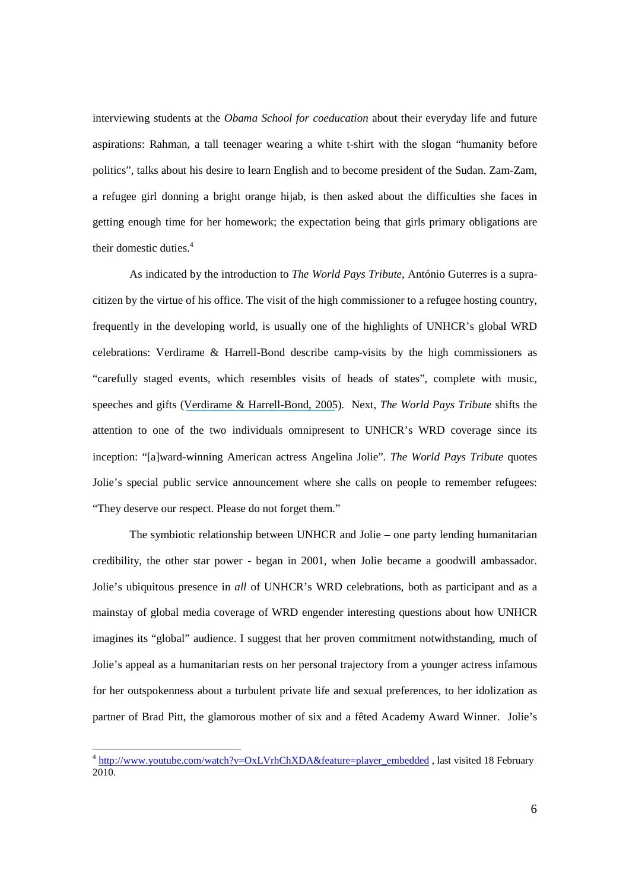interviewing students at the *Obama School for coeducation* about their everyday life and future aspirations: Rahman, a tall teenager wearing a white t-shirt with the slogan "humanity before politics", talks about his desire to learn English and to become president of the Sudan. Zam-Zam, a refugee girl donning a bright orange hijab, is then asked about the difficulties she faces in getting enough time for her homework; the expectation being that girls primary obligations are their domestic duties.[4]

As indicated by the introduction to *The World Pays Tribute*, António Guterres is a supra-citizen by the virtue of his office. The visit of the high commissioner to a refugee hosting country, frequently in the developing world, is usually one of the highlights of UNHCR's global WRD celebrations: Verdirame & Harrell-Bond describe camp-visits by the high commissioners as "carefully staged events, which resembles visits of heads of states", complete with music, speeches and gifts (Verdirame & Harrell-Bond, 2005). Next, *The World Pays Tribute* shifts the attention to one of the two individuals omnipresent to UNHCR's WRD coverage since its inception: "[a]ward-winning American actress Angelina Jolie". *The World Pays Tribute* quotes Jolie's special public service announcement where she calls on people to remember refugees: "They deserve our respect. Please do not forget them."

The symbiotic relationship between UNHCR and Jolie – one party lending humanitarian credibility, the other star power - began in 2001, when Jolie became a goodwill ambassador. Jolie's ubiquitous presence in *all* of UNHCR's WRD celebrations, both as participant and as a mainstay of global media coverage of WRD engender interesting questions about how UNHCR imagines its "global" audience. I suggest that her proven commitment notwithstanding, much of Jolie's appeal as a humanitarian rests on her personal trajectory from a younger actress infamous for her outspokenness about a turbulent private life and sexual preferences, to her idolization as partner of Brad Pitt, the glamorous mother of six and a fêted Academy Award Winner. Jolie's

---

[4] http://www.youtube.com/watch?v=OxLVrhChXDA&feature=player_embedded , last visited 18 February 2010.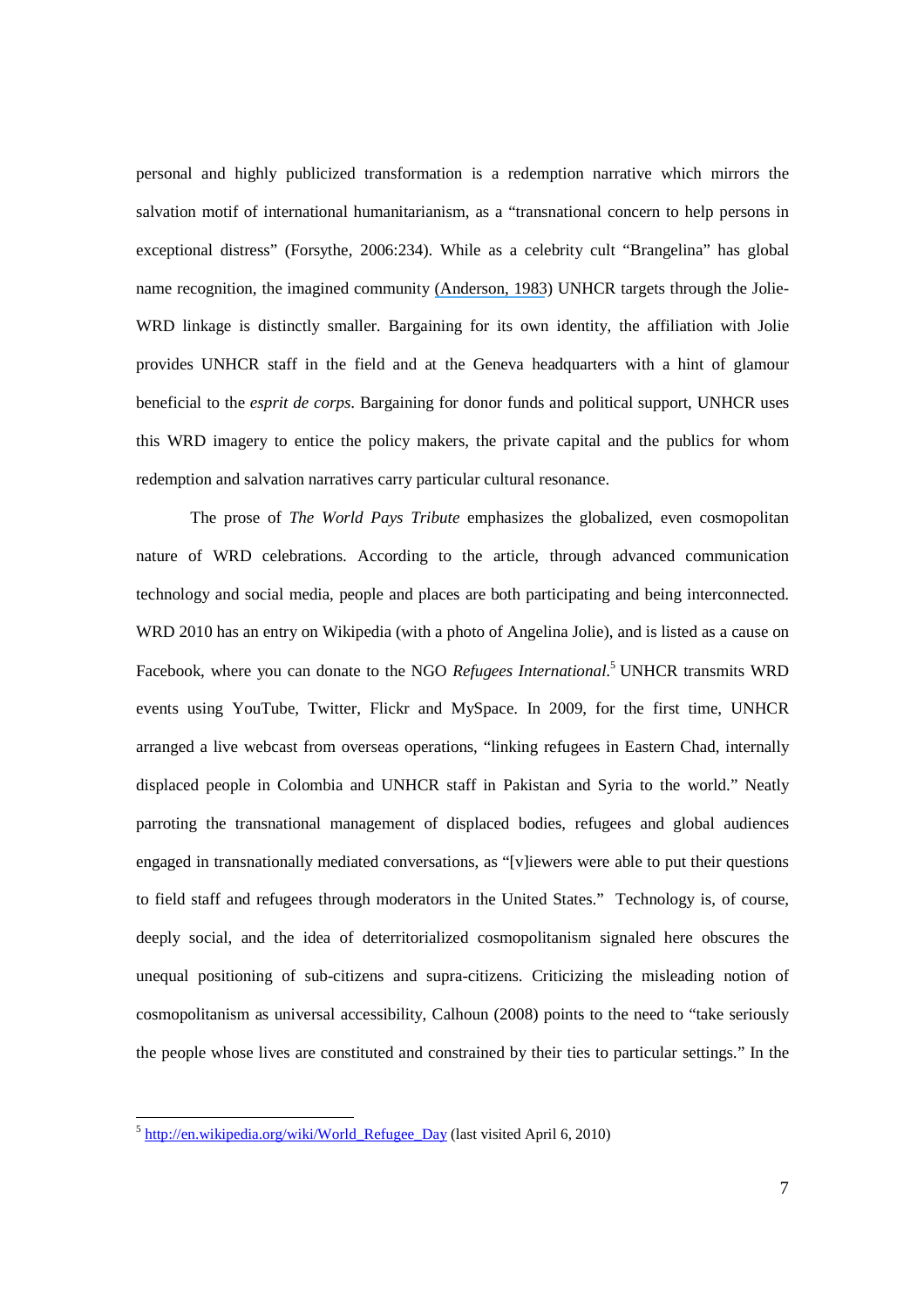personal and highly publicized transformation is a redemption narrative which mirrors the salvation motif of international humanitarianism, as a "transnational concern to help persons in exceptional distress" (Forsythe, 2006:234). While as a celebrity cult "Brangelina" has global name recognition, the imagined community (Anderson, 1983) UNHCR targets through the Jolie-WRD linkage is distinctly smaller. Bargaining for its own identity, the affiliation with Jolie provides UNHCR staff in the field and at the Geneva headquarters with a hint of glamour beneficial to the *esprit de corps*. Bargaining for donor funds and political support, UNHCR uses this WRD imagery to entice the policy makers, the private capital and the publics for whom redemption and salvation narratives carry particular cultural resonance.

The prose of *The World Pays Tribute* emphasizes the globalized, even cosmopolitan nature of WRD celebrations. According to the article, through advanced communication technology and social media, people and places are both participating and being interconnected. WRD 2010 has an entry on Wikipedia (with a photo of Angelina Jolie), and is listed as a cause on Facebook, where you can donate to the NGO *Refugees International*.[5] UNHCR transmits WRD events using YouTube, Twitter, Flickr and MySpace. In 2009, for the first time, UNHCR arranged a live webcast from overseas operations, "linking refugees in Eastern Chad, internally displaced people in Colombia and UNHCR staff in Pakistan and Syria to the world." Neatly parroting the transnational management of displaced bodies, refugees and global audiences engaged in transnationally mediated conversations, as "[v]iewers were able to put their questions to field staff and refugees through moderators in the United States." Technology is, of course, deeply social, and the idea of deterritorialized cosmopolitanism signaled here obscures the unequal positioning of sub-citizens and supra-citizens. Criticizing the misleading notion of cosmopolitanism as universal accessibility, Calhoun (2008) points to the need to "take seriously the people whose lives are constituted and constrained by their ties to particular settings." In the

---

[5] http://en.wikipedia.org/wiki/World_Refugee_Day (last visited April 6, 2010)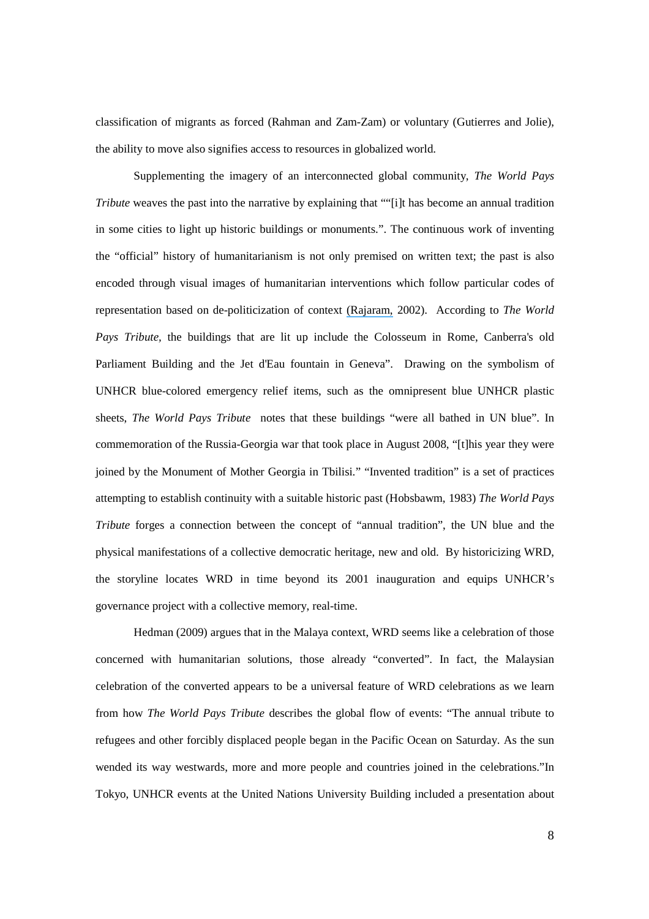classification of migrants as forced (Rahman and Zam-Zam) or voluntary (Gutierres and Jolie), the ability to move also signifies access to resources in globalized world.

Supplementing the imagery of an interconnected global community, *The World Pays Tribute* weaves the past into the narrative by explaining that ""[i]t has become an annual tradition in some cities to light up historic buildings or monuments.". The continuous work of inventing the "official" history of humanitarianism is not only premised on written text; the past is also encoded through visual images of humanitarian interventions which follow particular codes of representation based on de-politicization of context (Rajaram, 2002). According to *The World Pays Tribute*, the buildings that are lit up include the Colosseum in Rome, Canberra's old Parliament Building and the Jet d'Eau fountain in Geneva". Drawing on the symbolism of UNHCR blue-colored emergency relief items, such as the omnipresent blue UNHCR plastic sheets, *The World Pays Tribute* notes that these buildings "were all bathed in UN blue". In commemoration of the Russia-Georgia war that took place in August 2008, "[t]his year they were joined by the Monument of Mother Georgia in Tbilisi." "Invented tradition" is a set of practices attempting to establish continuity with a suitable historic past (Hobsbawm, 1983) *The World Pays Tribute* forges a connection between the concept of "annual tradition", the UN blue and the physical manifestations of a collective democratic heritage, new and old. By historicizing WRD, the storyline locates WRD in time beyond its 2001 inauguration and equips UNHCR's governance project with a collective memory, real-time.

Hedman (2009) argues that in the Malaya context, WRD seems like a celebration of those concerned with humanitarian solutions, those already "converted". In fact, the Malaysian celebration of the converted appears to be a universal feature of WRD celebrations as we learn from how *The World Pays Tribute* describes the global flow of events: "The annual tribute to refugees and other forcibly displaced people began in the Pacific Ocean on Saturday. As the sun wended its way westwards, more and more people and countries joined in the celebrations."In Tokyo, UNHCR events at the United Nations University Building included a presentation about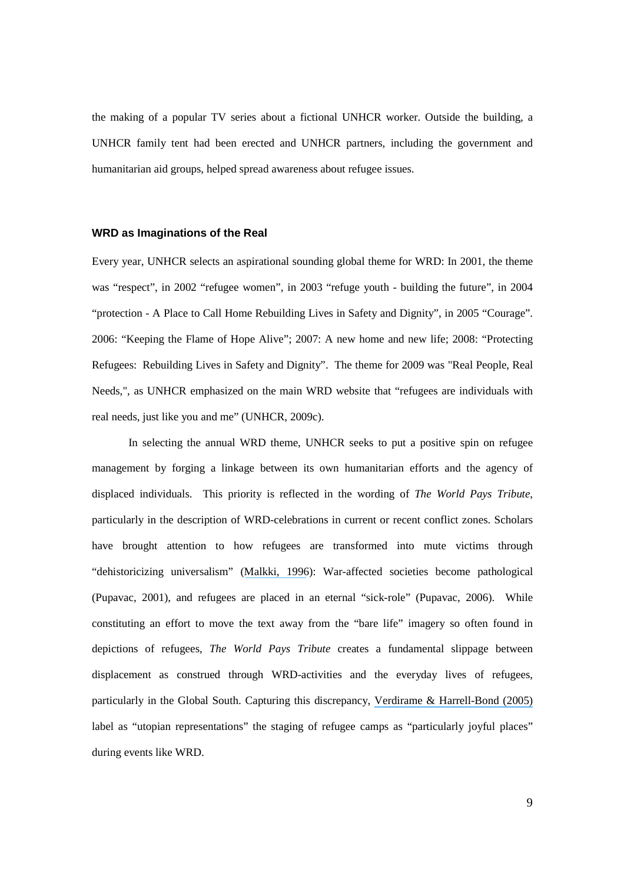the making of a popular TV series about a fictional UNHCR worker. Outside the building, a UNHCR family tent had been erected and UNHCR partners, including the government and humanitarian aid groups, helped spread awareness about refugee issues.

### WRD as Imaginations of the Real

Every year, UNHCR selects an aspirational sounding global theme for WRD: In 2001, the theme was "respect", in 2002 "refugee women", in 2003 "refuge youth - building the future", in 2004 "protection - A Place to Call Home Rebuilding Lives in Safety and Dignity", in 2005 "Courage". 2006: "Keeping the Flame of Hope Alive"; 2007: A new home and new life; 2008: "Protecting Refugees: Rebuilding Lives in Safety and Dignity". The theme for 2009 was "Real People, Real Needs,", as UNHCR emphasized on the main WRD website that "refugees are individuals with real needs, just like you and me" (UNHCR, 2009c).

In selecting the annual WRD theme, UNHCR seeks to put a positive spin on refugee management by forging a linkage between its own humanitarian efforts and the agency of displaced individuals. This priority is reflected in the wording of *The World Pays Tribute,* particularly in the description of WRD-celebrations in current or recent conflict zones. Scholars have brought attention to how refugees are transformed into mute victims through "dehistoricizing universalism" (Malkki, 1996): War-affected societies become pathological (Pupavac, 2001), and refugees are placed in an eternal "sick-role" (Pupavac, 2006). While constituting an effort to move the text away from the "bare life" imagery so often found in depictions of refugees, *The World Pays Tribute* creates a fundamental slippage between displacement as construed through WRD-activities and the everyday lives of refugees, particularly in the Global South. Capturing this discrepancy, Verdirame & Harrell-Bond (2005) label as "utopian representations" the staging of refugee camps as "particularly joyful places" during events like WRD.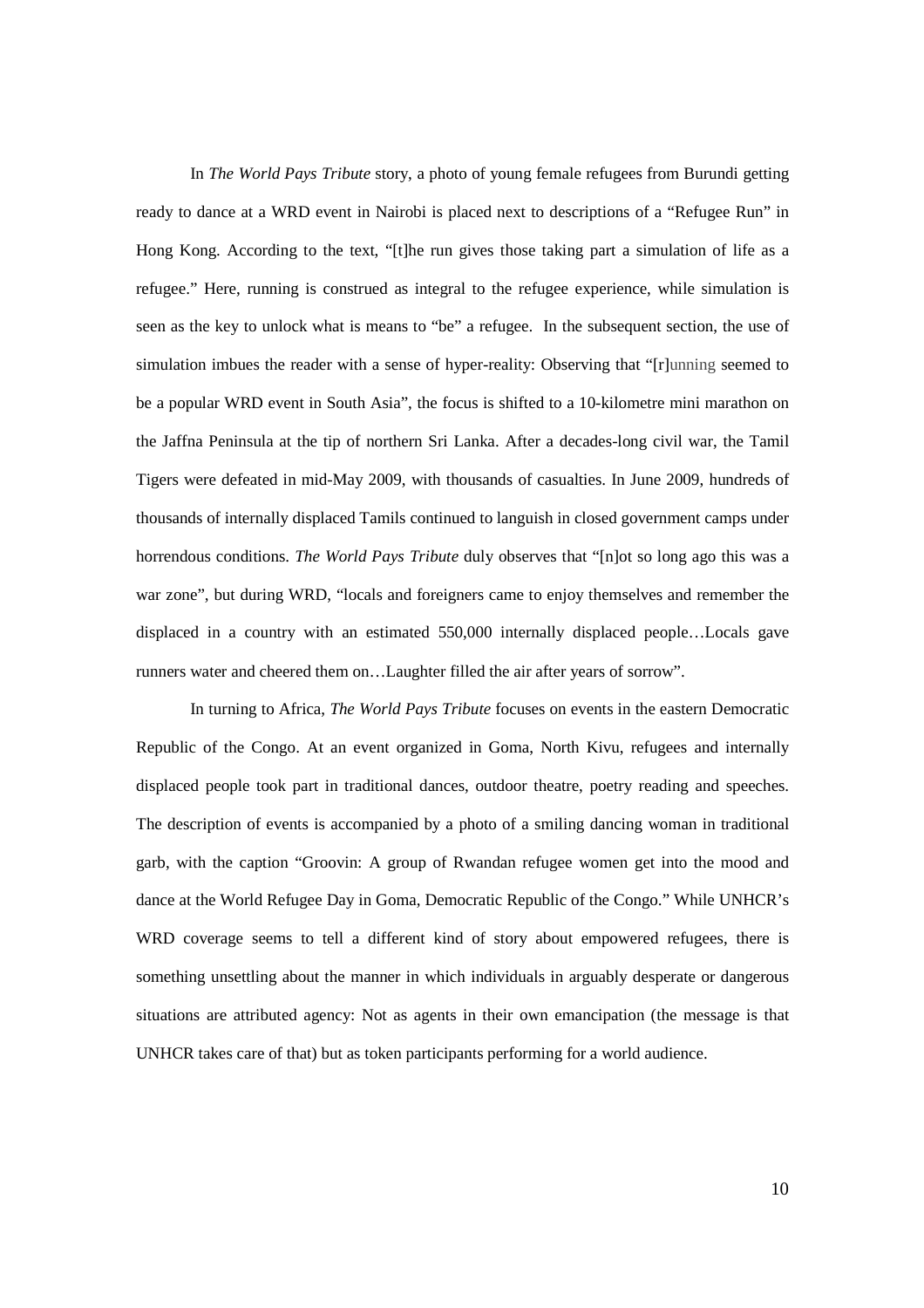In *The World Pays Tribute* story, a photo of young female refugees from Burundi getting ready to dance at a WRD event in Nairobi is placed next to descriptions of a "Refugee Run" in Hong Kong. According to the text, "[t]he run gives those taking part a simulation of life as a refugee." Here, running is construed as integral to the refugee experience, while simulation is seen as the key to unlock what is means to "be" a refugee. In the subsequent section, the use of simulation imbues the reader with a sense of hyper-reality: Observing that "[r]unning seemed to be a popular WRD event in South Asia", the focus is shifted to a 10-kilometre mini marathon on the Jaffna Peninsula at the tip of northern Sri Lanka. After a decades-long civil war, the Tamil Tigers were defeated in mid-May 2009, with thousands of casualties. In June 2009, hundreds of thousands of internally displaced Tamils continued to languish in closed government camps under horrendous conditions. *The World Pays Tribute* duly observes that "[n]ot so long ago this was a war zone", but during WRD, "locals and foreigners came to enjoy themselves and remember the displaced in a country with an estimated 550,000 internally displaced people…Locals gave runners water and cheered them on…Laughter filled the air after years of sorrow".

In turning to Africa, *The World Pays Tribute* focuses on events in the eastern Democratic Republic of the Congo. At an event organized in Goma, North Kivu, refugees and internally displaced people took part in traditional dances, outdoor theatre, poetry reading and speeches. The description of events is accompanied by a photo of a smiling dancing woman in traditional garb, with the caption "Groovin: A group of Rwandan refugee women get into the mood and dance at the World Refugee Day in Goma, Democratic Republic of the Congo." While UNHCR's WRD coverage seems to tell a different kind of story about empowered refugees, there is something unsettling about the manner in which individuals in arguably desperate or dangerous situations are attributed agency: Not as agents in their own emancipation (the message is that UNHCR takes care of that) but as token participants performing for a world audience.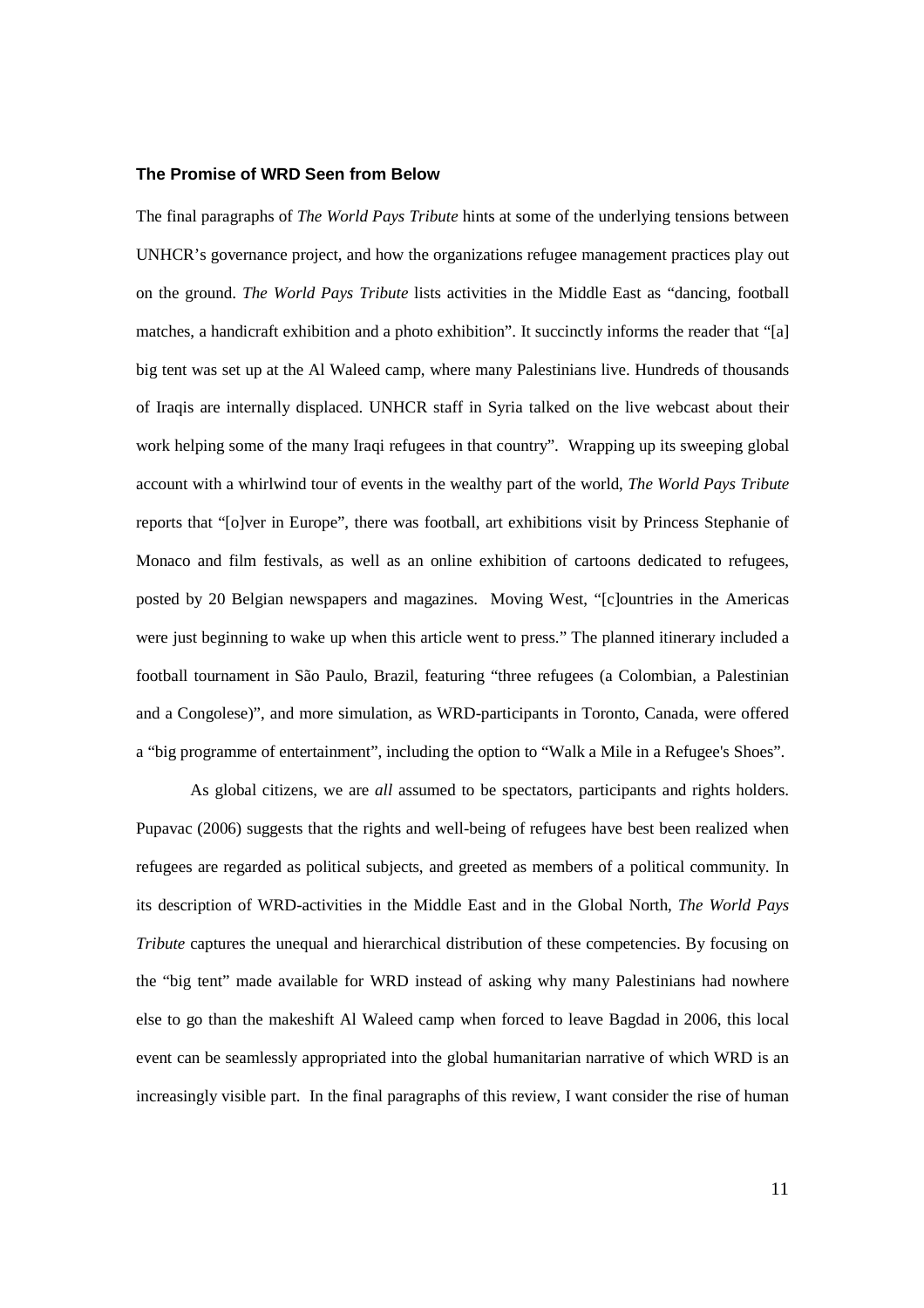### The Promise of WRD Seen from Below

The final paragraphs of *The World Pays Tribute* hints at some of the underlying tensions between UNHCR's governance project, and how the organizations refugee management practices play out on the ground. *The World Pays Tribute* lists activities in the Middle East as "dancing, football matches, a handicraft exhibition and a photo exhibition". It succinctly informs the reader that "[a] big tent was set up at the Al Waleed camp, where many Palestinians live. Hundreds of thousands of Iraqis are internally displaced. UNHCR staff in Syria talked on the live webcast about their work helping some of the many Iraqi refugees in that country". Wrapping up its sweeping global account with a whirlwind tour of events in the wealthy part of the world, *The World Pays Tribute* reports that "[o]ver in Europe", there was football, art exhibitions visit by Princess Stephanie of Monaco and film festivals, as well as an online exhibition of cartoons dedicated to refugees, posted by 20 Belgian newspapers and magazines. Moving West, "[c]ountries in the Americas were just beginning to wake up when this article went to press." The planned itinerary included a football tournament in São Paulo, Brazil, featuring "three refugees (a Colombian, a Palestinian and a Congolese)", and more simulation, as WRD-participants in Toronto, Canada, were offered a "big programme of entertainment", including the option to "Walk a Mile in a Refugee's Shoes".

As global citizens, we are *all* assumed to be spectators, participants and rights holders. Pupavac (2006) suggests that the rights and well-being of refugees have best been realized when refugees are regarded as political subjects, and greeted as members of a political community. In its description of WRD-activities in the Middle East and in the Global North, *The World Pays Tribute* captures the unequal and hierarchical distribution of these competencies. By focusing on the "big tent" made available for WRD instead of asking why many Palestinians had nowhere else to go than the makeshift Al Waleed camp when forced to leave Bagdad in 2006, this local event can be seamlessly appropriated into the global humanitarian narrative of which WRD is an increasingly visible part. In the final paragraphs of this review, I want consider the rise of human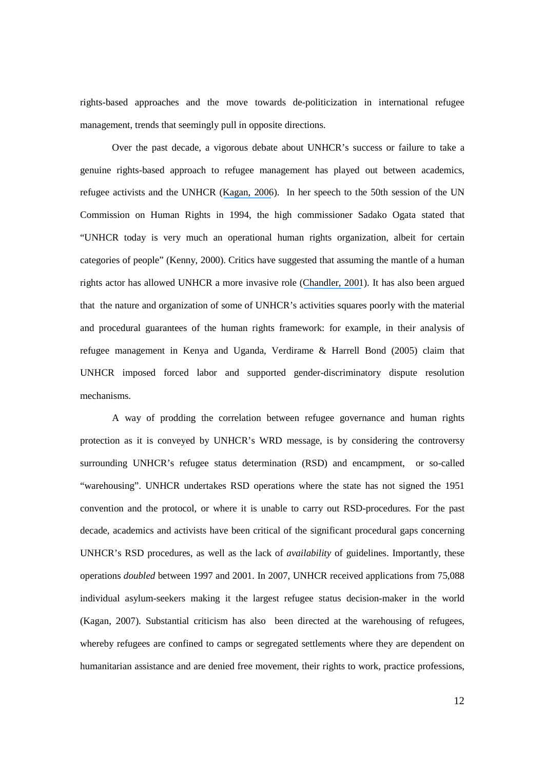rights-based approaches and the move towards de-politicization in international refugee management, trends that seemingly pull in opposite directions.

Over the past decade, a vigorous debate about UNHCR's success or failure to take a genuine rights-based approach to refugee management has played out between academics, refugee activists and the UNHCR (Kagan, 2006). In her speech to the 50th session of the UN Commission on Human Rights in 1994, the high commissioner Sadako Ogata stated that "UNHCR today is very much an operational human rights organization, albeit for certain categories of people" (Kenny, 2000). Critics have suggested that assuming the mantle of a human rights actor has allowed UNHCR a more invasive role (Chandler, 2001). It has also been argued that the nature and organization of some of UNHCR's activities squares poorly with the material and procedural guarantees of the human rights framework: for example, in their analysis of refugee management in Kenya and Uganda, Verdirame & Harrell Bond (2005) claim that UNHCR imposed forced labor and supported gender-discriminatory dispute resolution mechanisms.

A way of prodding the correlation between refugee governance and human rights protection as it is conveyed by UNHCR's WRD message, is by considering the controversy surrounding UNHCR's refugee status determination (RSD) and encampment, or so-called "warehousing". UNHCR undertakes RSD operations where the state has not signed the 1951 convention and the protocol, or where it is unable to carry out RSD-procedures. For the past decade, academics and activists have been critical of the significant procedural gaps concerning UNHCR's RSD procedures, as well as the lack of *availability* of guidelines. Importantly, these operations *doubled* between 1997 and 2001. In 2007, UNHCR received applications from 75,088 individual asylum-seekers making it the largest refugee status decision-maker in the world (Kagan, 2007). Substantial criticism has also been directed at the warehousing of refugees, whereby refugees are confined to camps or segregated settlements where they are dependent on humanitarian assistance and are denied free movement, their rights to work, practice professions,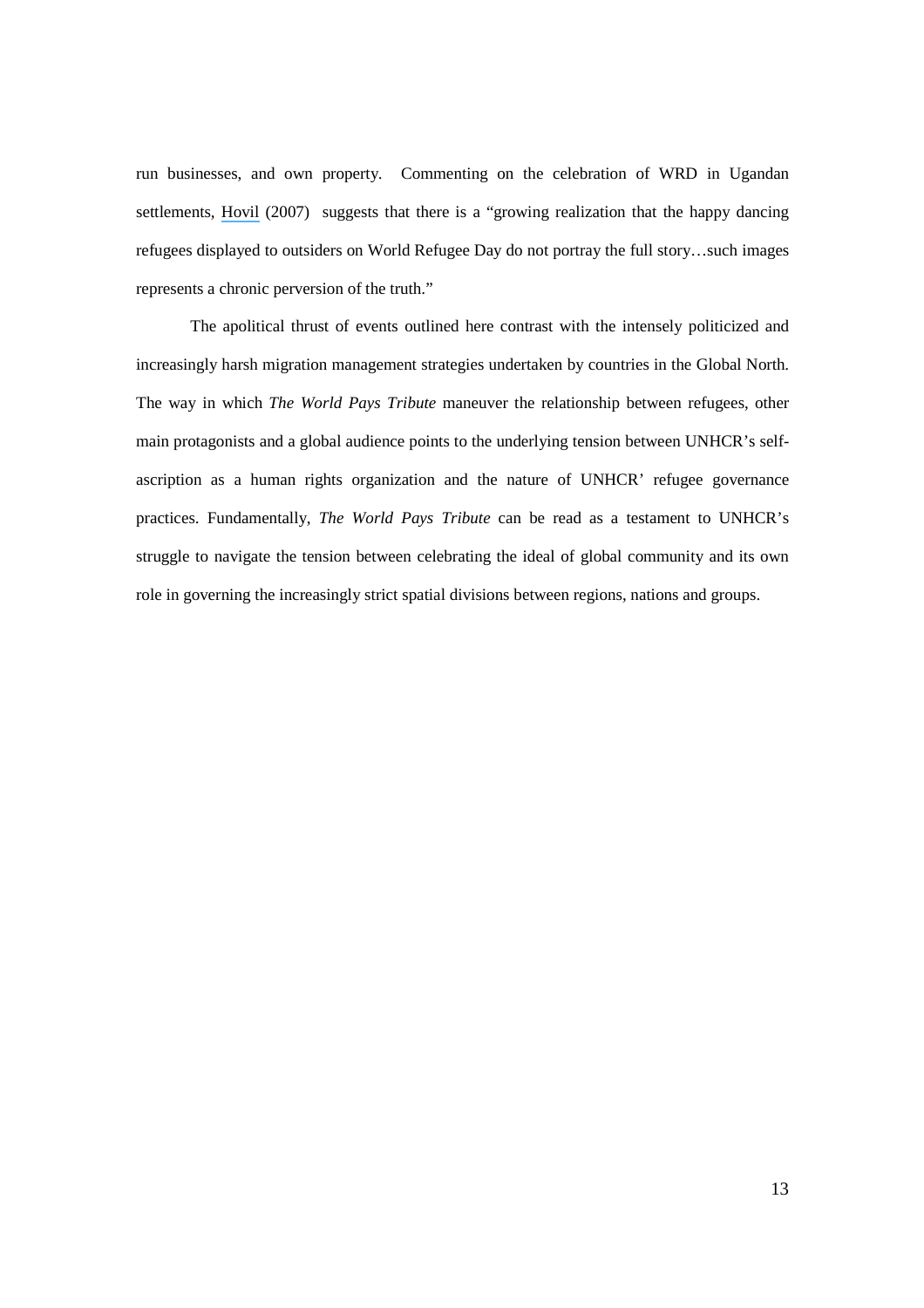run businesses, and own property. Commenting on the celebration of WRD in Ugandan settlements, Hovil (2007) suggests that there is a "growing realization that the happy dancing refugees displayed to outsiders on World Refugee Day do not portray the full story…such images represents a chronic perversion of the truth."

The apolitical thrust of events outlined here contrast with the intensely politicized and increasingly harsh migration management strategies undertaken by countries in the Global North. The way in which *The World Pays Tribute* maneuver the relationship between refugees, other main protagonists and a global audience points to the underlying tension between UNHCR's self-ascription as a human rights organization and the nature of UNHCR' refugee governance practices. Fundamentally, *The World Pays Tribute* can be read as a testament to UNHCR's struggle to navigate the tension between celebrating the ideal of global community and its own role in governing the increasingly strict spatial divisions between regions, nations and groups.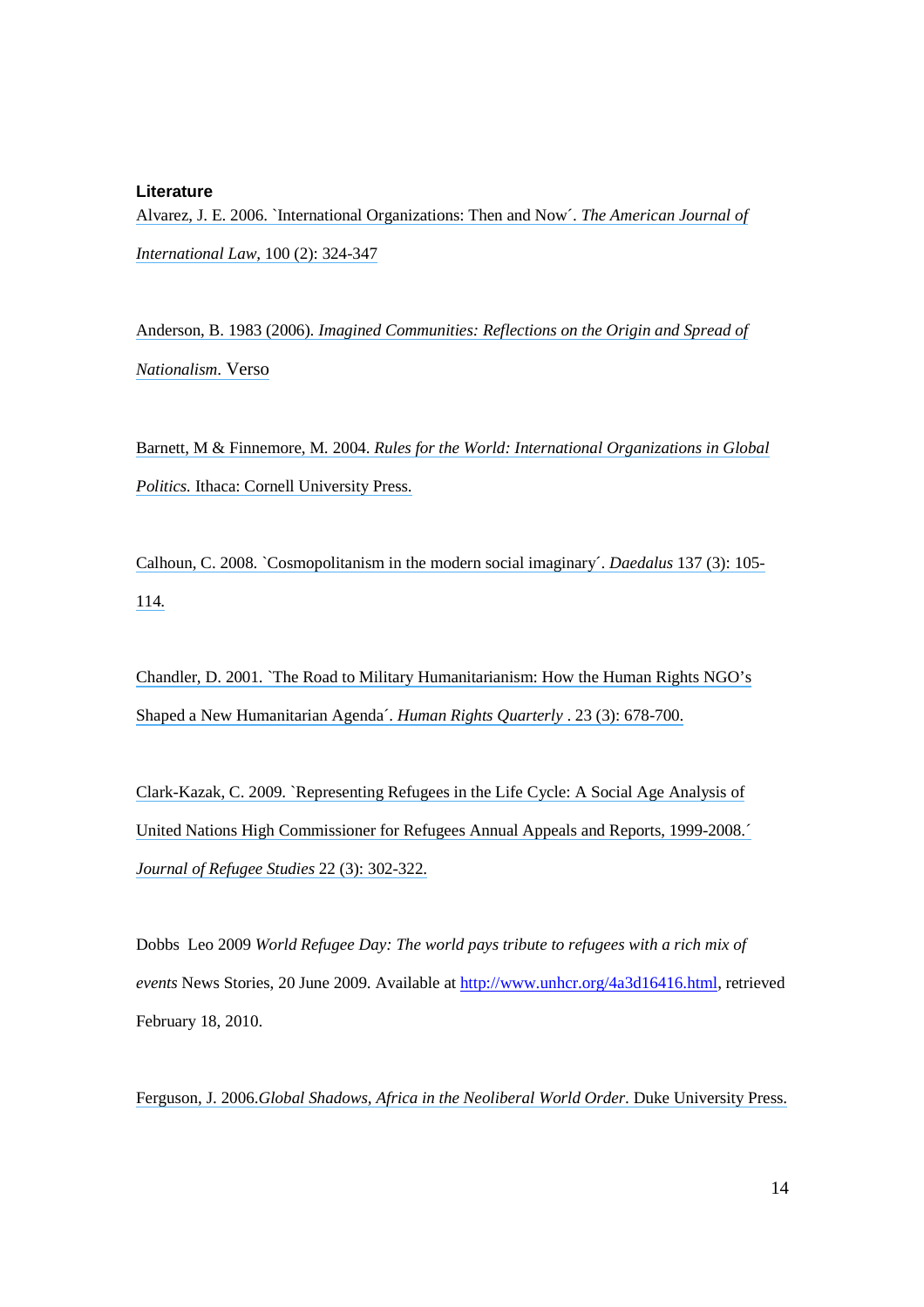**Literature**

Alvarez, J. E. 2006. `International Organizations: Then and Now´. *The American Journal of International Law,* 100 (2): 324-347

Anderson, B. 1983 (2006). *Imagined Communities: Reflections on the Origin and Spread of Nationalism*. Verso

Barnett, M & Finnemore, M. 2004. *Rules for the World: International Organizations in Global Politics.* Ithaca: Cornell University Press.

Calhoun, C. 2008. `Cosmopolitanism in the modern social imaginary´. *Daedalus* 137 (3): 105-114*.*

Chandler, D. 2001. `The Road to Military Humanitarianism: How the Human Rights NGO's Shaped a New Humanitarian Agenda´. *Human Rights Quarterly* . 23 (3): 678-700.

Clark-Kazak, C. 2009. `Representing Refugees in the Life Cycle: A Social Age Analysis of United Nations High Commissioner for Refugees Annual Appeals and Reports, 1999-2008.´ *Journal of Refugee Studies* 22 (3): 302-322.

Dobbs Leo 2009 *World Refugee Day: The world pays tribute to refugees with a rich mix of events* News Stories, 20 June 2009. Available at http://www.unhcr.org/4a3d16416.html, retrieved February 18, 2010.

Ferguson, J. 2006.*Global Shadows, Africa in the Neoliberal World Order*. Duke University Press.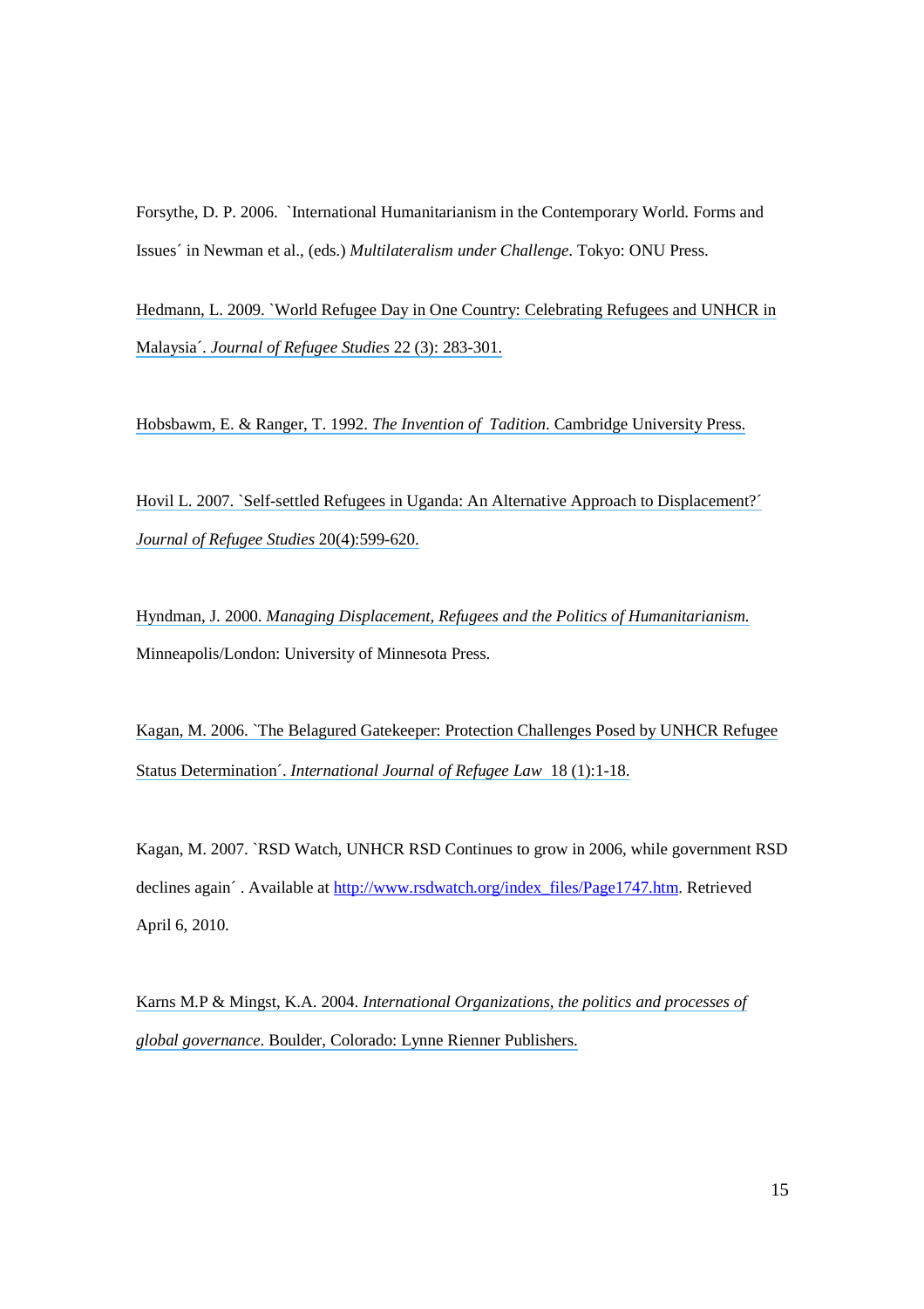Forsythe, D. P. 2006. `International Humanitarianism in the Contemporary World. Forms and Issues´ in Newman et al., (eds.) *Multilateralism under Challenge*. Tokyo: ONU Press.

Hedmann, L. 2009. `World Refugee Day in One Country: Celebrating Refugees and UNHCR in Malaysia´. *Journal of Refugee Studies* 22 (3): 283-301.

Hobsbawm, E. & Ranger, T. 1992. *The Invention of Tadition*. Cambridge University Press.

Hovil L. 2007. `Self-settled Refugees in Uganda: An Alternative Approach to Displacement?´ *Journal of Refugee Studies* 20(4):599-620.

Hyndman, J. 2000. *Managing Displacement, Refugees and the Politics of Humanitarianism.* Minneapolis/London: University of Minnesota Press.

Kagan, M. 2006. `The Belagured Gatekeeper: Protection Challenges Posed by UNHCR Refugee Status Determination´. *International Journal of Refugee Law* 18 (1):1-18.

Kagan, M. 2007. `RSD Watch, UNHCR RSD Continues to grow in 2006, while government RSD declines again´ . Available at http://www.rsdwatch.org/index_files/Page1747.htm. Retrieved April 6, 2010.

Karns M.P & Mingst, K.A. 2004. *International Organizations, the politics and processes of global governance*. Boulder, Colorado: Lynne Rienner Publishers.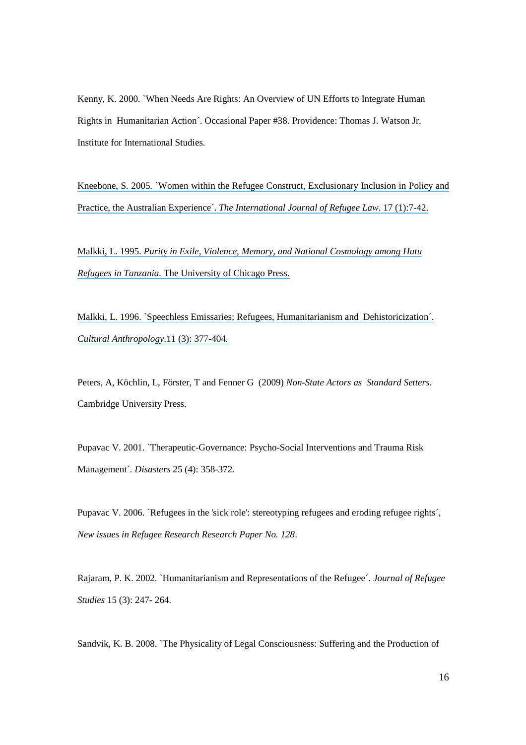Kenny, K. 2000. `When Needs Are Rights: An Overview of UN Efforts to Integrate Human Rights in Humanitarian Action´. Occasional Paper #38. Providence: Thomas J. Watson Jr. Institute for International Studies.

Kneebone, S. 2005. `Women within the Refugee Construct, Exclusionary Inclusion in Policy and Practice, the Australian Experience´. *The International Journal of Refugee Law*. 17 (1):7-42.

Malkki, L. 1995. *Purity in Exile, Violence, Memory, and National Cosmology among Hutu Refugees in Tanzania.* The University of Chicago Press.

Malkki, L. 1996. `Speechless Emissaries: Refugees, Humanitarianism and Dehistoricization´. *Cultural Anthropology*.11 (3): 377-404.

Peters, A, Köchlin, L, Förster, T and Fenner G (2009) *Non-State Actors as Standard Setters*. Cambridge University Press.

Pupavac V. 2001. `Therapeutic-Governance: Psycho-Social Interventions and Trauma Risk Management´. *Disasters* 25 (4): 358-372.

Pupavac V. 2006. `Refugees in the 'sick role': stereotyping refugees and eroding refugee rights´, *New issues in Refugee Research Research Paper No. 128*.

Rajaram, P. K. 2002. `Humanitarianism and Representations of the Refugee´. *Journal of Refugee Studies* 15 (3): 247- 264.

Sandvik, K. B. 2008. `The Physicality of Legal Consciousness: Suffering and the Production of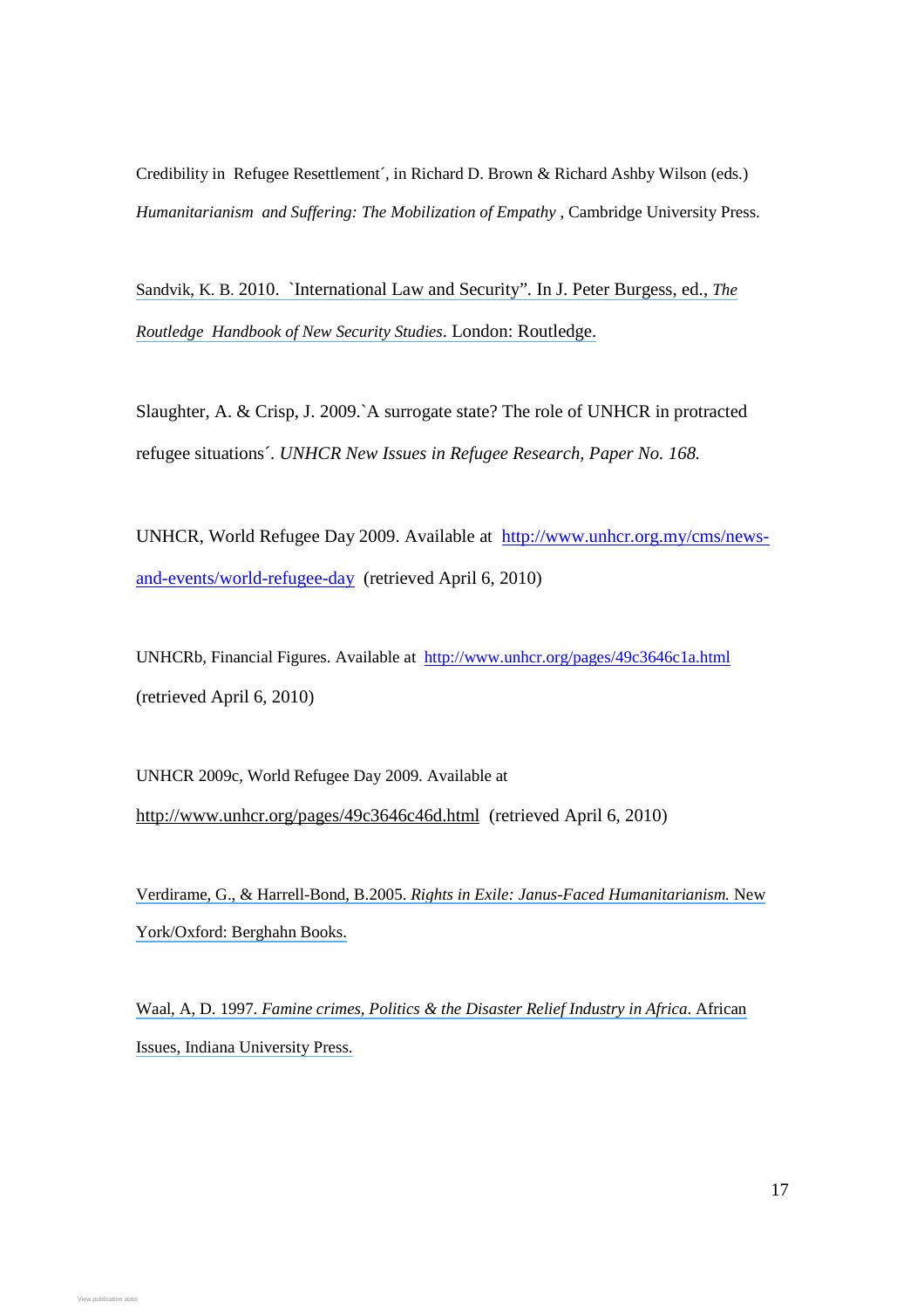Credibility in Refugee Resettlement´, in Richard D. Brown & Richard Ashby Wilson (eds.) *Humanitarianism and Suffering: The Mobilization of Empathy* , Cambridge University Press.

Sandvik, K. B. 2010. `International Law and Security". In J. Peter Burgess, ed., *The Routledge Handbook of New Security Studies*. London: Routledge.

Slaughter, A. & Crisp, J. 2009.`A surrogate state? The role of UNHCR in protracted refugee situations´. *UNHCR New Issues in Refugee Research, Paper No. 168.*

UNHCR, World Refugee Day 2009. Available at http://www.unhcr.org.my/cms/news-and-events/world-refugee-day (retrieved April 6, 2010)

UNHCRb, Financial Figures. Available at http://www.unhcr.org/pages/49c3646c1a.html (retrieved April 6, 2010)

UNHCR 2009c, World Refugee Day 2009. Available at http://www.unhcr.org/pages/49c3646c46d.html (retrieved April 6, 2010)

Verdirame, G., & Harrell-Bond, B.2005. *Rights in Exile: Janus-Faced Humanitarianism.* New York/Oxford: Berghahn Books.

Waal, A, D. 1997. *Famine crimes, Politics & the Disaster Relief Industry in Africa*. African Issues, Indiana University Press.